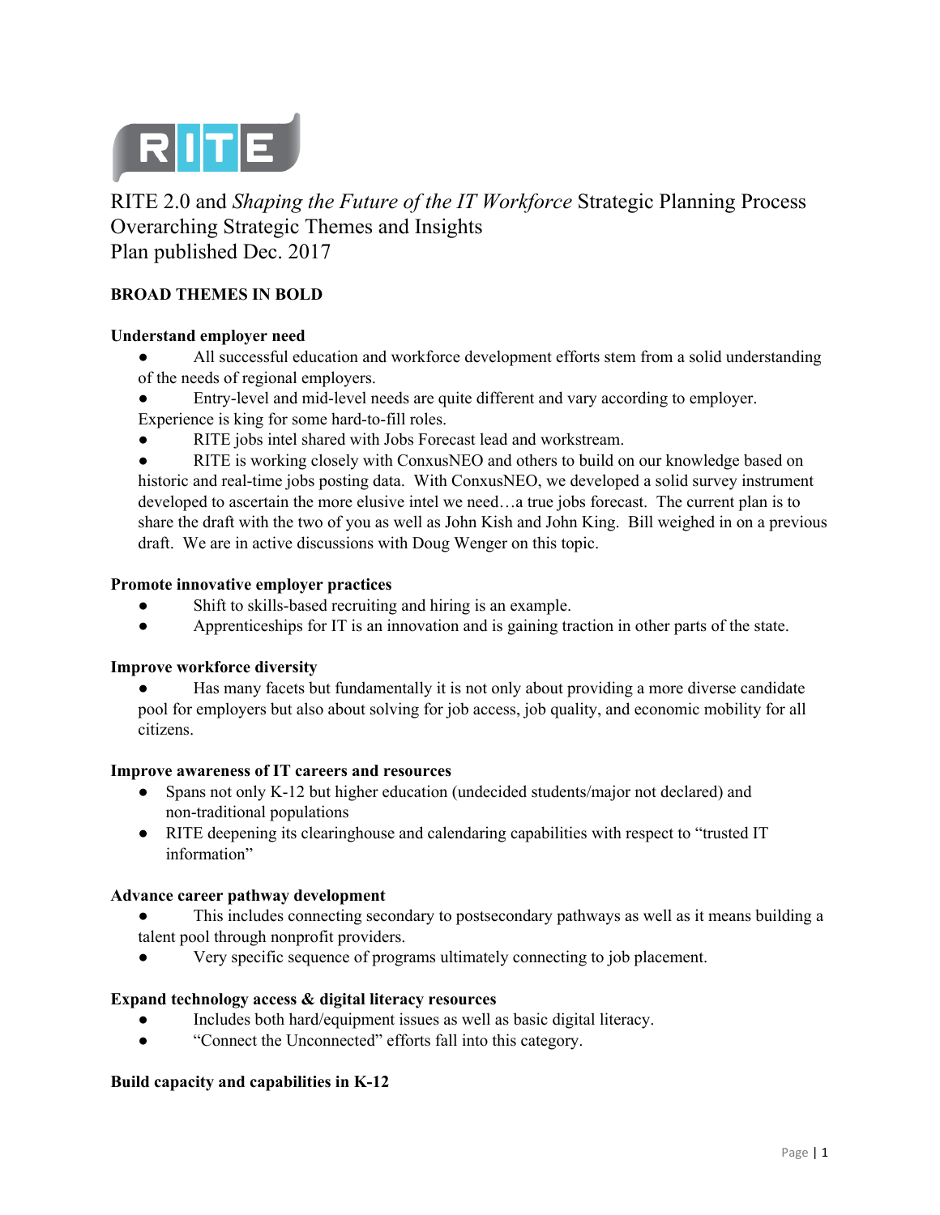RITE

# RITE 2.0 and *Shaping the Future of the IT Workforce* Strategic Planning Process
## Overarching Strategic Themes and Insights
## Plan published Dec. 2017

**BROAD THEMES IN BOLD**

**Understand employer need**

- All successful education and workforce development efforts stem from a solid understanding of the needs of regional employers.
- Entry-level and mid-level needs are quite different and vary according to employer. Experience is king for some hard-to-fill roles.
- RITE jobs intel shared with Jobs Forecast lead and workstream.
- RITE is working closely with ConxusNEO and others to build on our knowledge based on historic and real-time jobs posting data. With ConxusNEO, we developed a solid survey instrument developed to ascertain the more elusive intel we need…a true jobs forecast. The current plan is to share the draft with the two of you as well as John Kish and John King. Bill weighed in on a previous draft. We are in active discussions with Doug Wenger on this topic.

**Promote innovative employer practices**

- Shift to skills-based recruiting and hiring is an example.
- Apprenticeships for IT is an innovation and is gaining traction in other parts of the state.

**Improve workforce diversity**

- Has many facets but fundamentally it is not only about providing a more diverse candidate pool for employers but also about solving for job access, job quality, and economic mobility for all citizens.

**Improve awareness of IT careers and resources**

- Spans not only K-12 but higher education (undecided students/major not declared) and non-traditional populations
- RITE deepening its clearinghouse and calendaring capabilities with respect to "trusted IT information"

**Advance career pathway development**

- This includes connecting secondary to postsecondary pathways as well as it means building a talent pool through nonprofit providers.
- Very specific sequence of programs ultimately connecting to job placement.

**Expand technology access & digital literacy resources**

- Includes both hard/equipment issues as well as basic digital literacy.
- "Connect the Unconnected" efforts fall into this category.

**Build capacity and capabilities in K-12**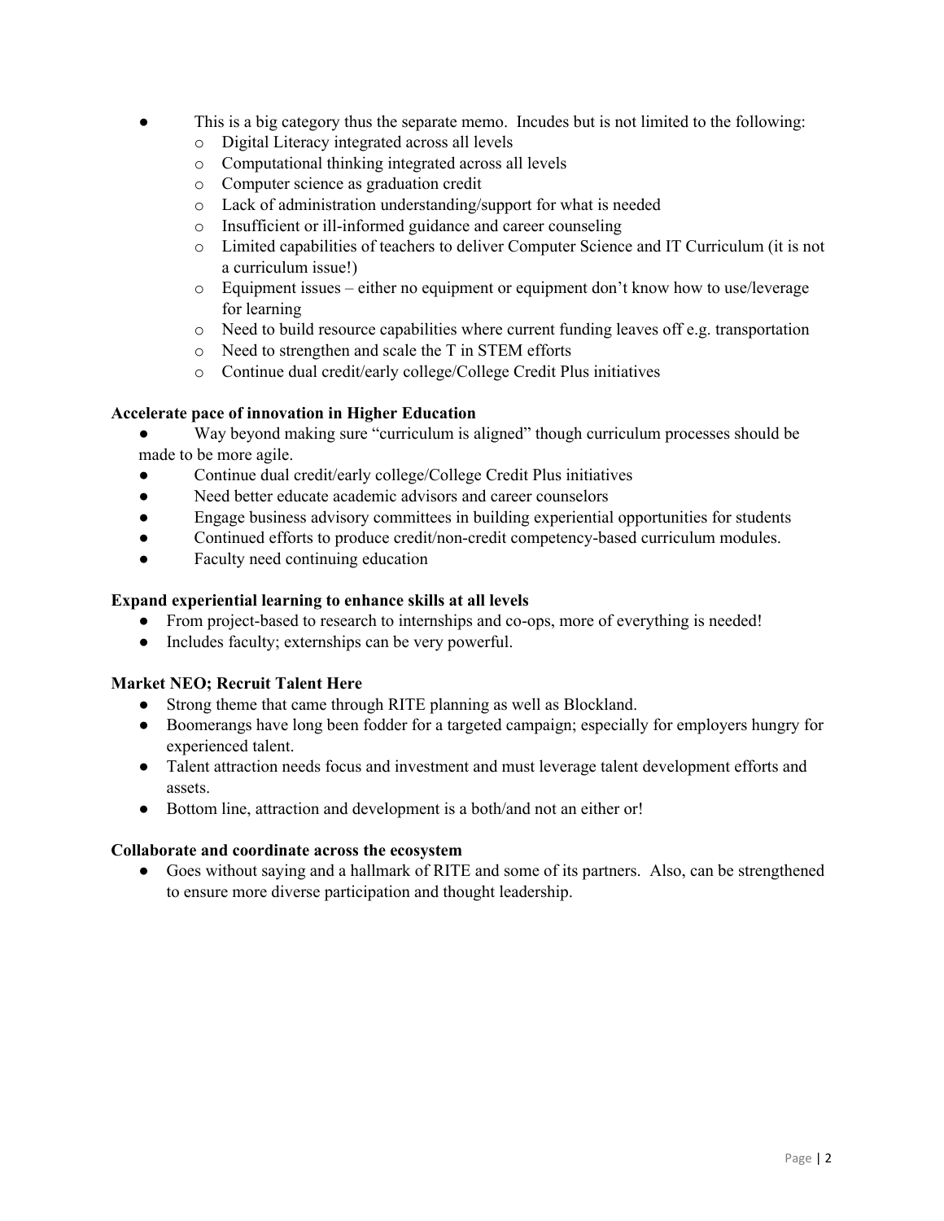- This is a big category thus the separate memo. Incudes but is not limited to the following:
  - Digital Literacy integrated across all levels
  - Computational thinking integrated across all levels
  - Computer science as graduation credit
  - Lack of administration understanding/support for what is needed
  - Insufficient or ill-informed guidance and career counseling
  - Limited capabilities of teachers to deliver Computer Science and IT Curriculum (it is not a curriculum issue!)
  - Equipment issues – either no equipment or equipment don't know how to use/leverage for learning
  - Need to build resource capabilities where current funding leaves off e.g. transportation
  - Need to strengthen and scale the T in STEM efforts
  - Continue dual credit/early college/College Credit Plus initiatives

**Accelerate pace of innovation in Higher Education**

- Way beyond making sure "curriculum is aligned" though curriculum processes should be made to be more agile.
- Continue dual credit/early college/College Credit Plus initiatives
- Need better educate academic advisors and career counselors
- Engage business advisory committees in building experiential opportunities for students
- Continued efforts to produce credit/non-credit competency-based curriculum modules.
- Faculty need continuing education

**Expand experiential learning to enhance skills at all levels**

- From project-based to research to internships and co-ops, more of everything is needed!
- Includes faculty; externships can be very powerful.

**Market NEO; Recruit Talent Here**

- Strong theme that came through RITE planning as well as Blockland.
- Boomerangs have long been fodder for a targeted campaign; especially for employers hungry for experienced talent.
- Talent attraction needs focus and investment and must leverage talent development efforts and assets.
- Bottom line, attraction and development is a both/and not an either or!

**Collaborate and coordinate across the ecosystem**

- Goes without saying and a hallmark of RITE and some of its partners. Also, can be strengthened to ensure more diverse participation and thought leadership.